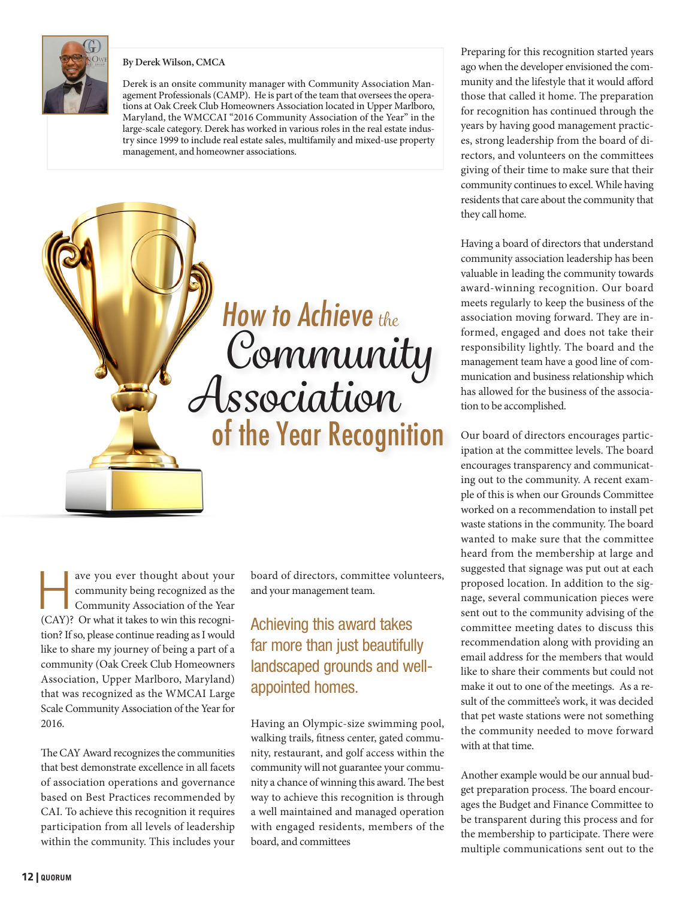**By Derek Wilson, CMCA**

Derek is an onsite community manager with Community Association Management Professionals (CAMP). He is part of the team that oversees the operations at Oak Creek Club Homeowners Association located in Upper Marlboro, Maryland, the WMCCAI "2016 Community Association of the Year" in the large-scale category. Derek has worked in various roles in the real estate industry since 1999 to include real estate sales, multifamily and mixed-use property management, and homeowner associations.

# How to Achieve the Community Association of the Year Recognition

Have you ever thought about your community being recognized as the Community Association of the Year (CAY)? Or what it takes to win this recognition? If so, please continue reading as I would like to share my journey of being a part of a community (Oak Creek Club Homeowners Association, Upper Marlboro, Maryland) that was recognized as the WMCAI Large Scale Community Association of the Year for 2016.

The CAY Award recognizes the communities that best demonstrate excellence in all facets of association operations and governance based on Best Practices recommended by CAI. To achieve this recognition it requires participation from all levels of leadership within the community. This includes your board of directors, committee volunteers, and your management team.

> Achieving this award takes far more than just beautifully landscaped grounds and well-appointed homes.

Having an Olympic-size swimming pool, walking trails, fitness center, gated community, restaurant, and golf access within the community will not guarantee your community a chance of winning this award. The best way to achieve this recognition is through a well maintained and managed operation with engaged residents, members of the board, and committees

Preparing for this recognition started years ago when the developer envisioned the community and the lifestyle that it would afford those that called it home. The preparation for recognition has continued through the years by having good management practices, strong leadership from the board of directors, and volunteers on the committees giving of their time to make sure that their community continues to excel. While having residents that care about the community that they call home.

Having a board of directors that understand community association leadership has been valuable in leading the community towards award-winning recognition. Our board meets regularly to keep the business of the association moving forward. They are informed, engaged and does not take their responsibility lightly. The board and the management team have a good line of communication and business relationship which has allowed for the business of the association to be accomplished.

Our board of directors encourages participation at the committee levels. The board encourages transparency and communicating out to the community. A recent example of this is when our Grounds Committee worked on a recommendation to install pet waste stations in the community. The board wanted to make sure that the committee heard from the membership at large and suggested that signage was put out at each proposed location. In addition to the signage, several communication pieces were sent out to the community advising of the committee meeting dates to discuss this recommendation along with providing an email address for the members that would like to share their comments but could not make it out to one of the meetings. As a result of the committee's work, it was decided that pet waste stations were not something the community needed to move forward with at that time.

Another example would be our annual budget preparation process. The board encourages the Budget and Finance Committee to be transparent during this process and for the membership to participate. There were multiple communications sent out to the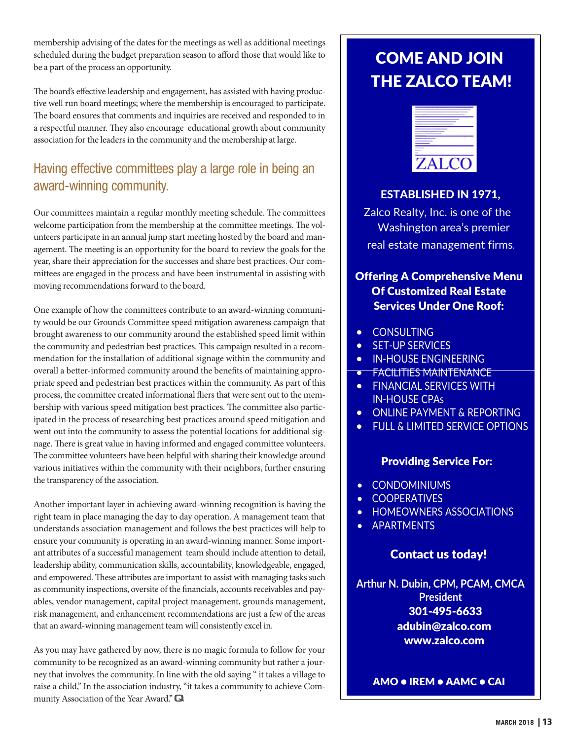membership advising of the dates for the meetings as well as additional meetings scheduled during the budget preparation season to afford those that would like to be a part of the process an opportunity.

The board's effective leadership and engagement, has assisted with having productive well run board meetings; where the membership is encouraged to participate. The board ensures that comments and inquiries are received and responded to in a respectful manner. They also encourage educational growth about community association for the leaders in the community and the membership at large.

## Having effective committees play a large role in being an award-winning community.

Our committees maintain a regular monthly meeting schedule. The committees welcome participation from the membership at the committee meetings. The volunteers participate in an annual jump start meeting hosted by the board and management. The meeting is an opportunity for the board to review the goals for the year, share their appreciation for the successes and share best practices. Our committees are engaged in the process and have been instrumental in assisting with moving recommendations forward to the board.

One example of how the committees contribute to an award-winning community would be our Grounds Committee speed mitigation awareness campaign that brought awareness to our community around the established speed limit within the community and pedestrian best practices. This campaign resulted in a recommendation for the installation of additional signage within the community and overall a better-informed community around the benefits of maintaining appropriate speed and pedestrian best practices within the community. As part of this process, the committee created informational fliers that were sent out to the membership with various speed mitigation best practices. The committee also participated in the process of researching best practices around speed mitigation and went out into the community to assess the potential locations for additional signage. There is great value in having informed and engaged committee volunteers. The committee volunteers have been helpful with sharing their knowledge around various initiatives within the community with their neighbors, further ensuring the transparency of the association.

Another important layer in achieving award-winning recognition is having the right team in place managing the day to day operation. A management team that understands association management and follows the best practices will help to ensure your community is operating in an award-winning manner. Some important attributes of a successful management team should include attention to detail, leadership ability, communication skills, accountability, knowledgeable, engaged, and empowered. These attributes are important to assist with managing tasks such as community inspections, oversite of the financials, accounts receivables and payables, vendor management, capital project management, grounds management, risk management, and enhancement recommendations are just a few of the areas that an award-winning management team will consistently excel in.

As you may have gathered by now, there is no magic formula to follow for your community to be recognized as an award-winning community but rather a journey that involves the community. In line with the old saying " it takes a village to raise a child," In the association industry, "it takes a community to achieve Community Association of the Year Award."

# COME AND JOIN THE ZALCO TEAM!

ZALCO

**ESTABLISHED IN 1971,**

Zalco Realty, Inc. is one of the Washington area's premier real estate management firms.

**Offering A Comprehensive Menu Of Customized Real Estate Services Under One Roof:**

- CONSULTING
- SET-UP SERVICES
- IN-HOUSE ENGINEERING
- FACILITIES MAINTENANCE
- FINANCIAL SERVICES WITH IN-HOUSE CPAs
- ONLINE PAYMENT & REPORTING
- FULL & LIMITED SERVICE OPTIONS

**Providing Service For:**

- CONDOMINIUMS
- COOPERATIVES
- HOMEOWNERS ASSOCIATIONS
- APARTMENTS

**Contact us today!**

**Arthur N. Dubin, CPM, PCAM, CMCA**
**President**
**301-495-6633**
**adubin@zalco.com**
**www.zalco.com**

**AMO • IREM • AAMC • CAI**